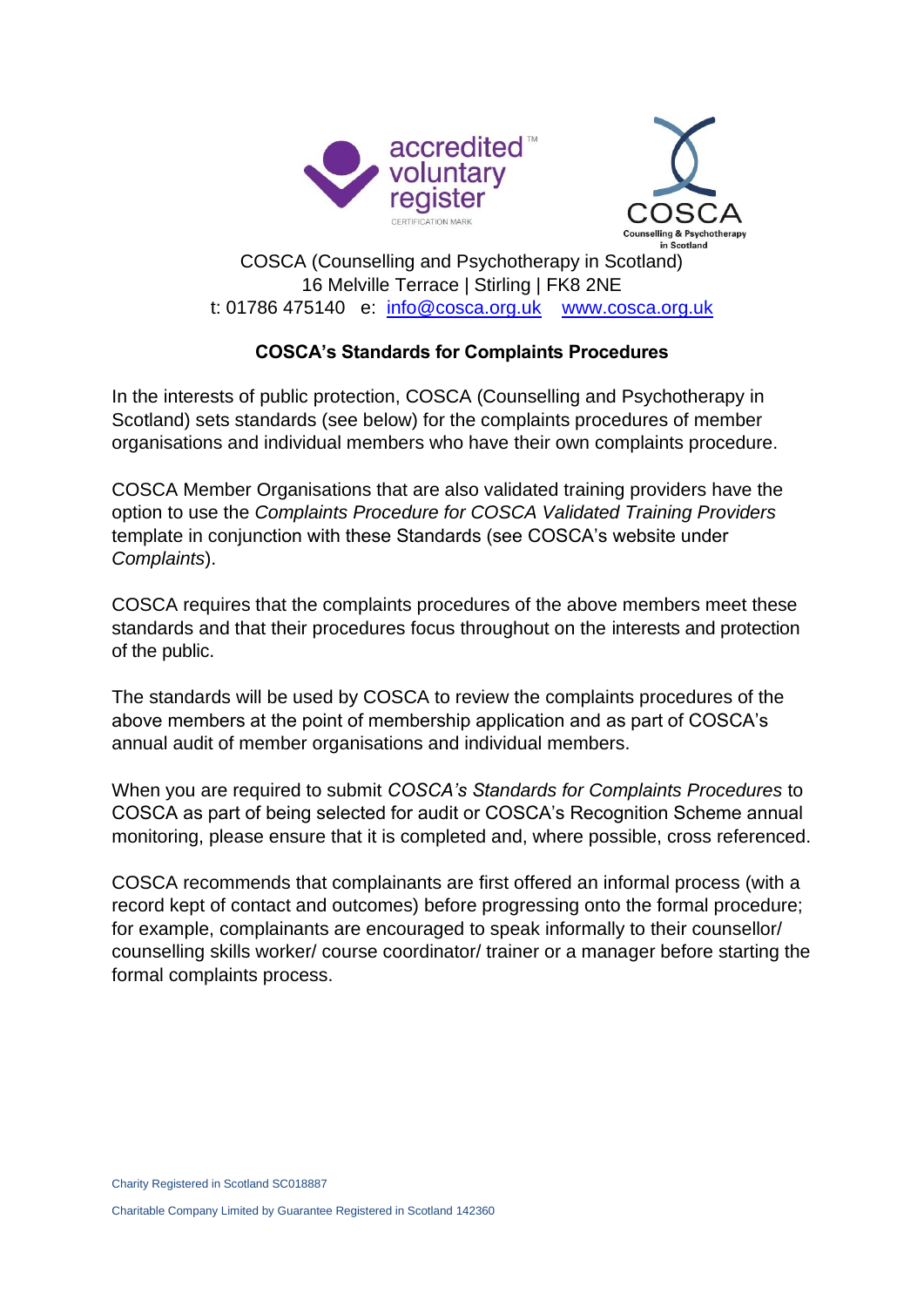COSCA (Counselling and Psychotherapy in Scotland)
16 Melville Terrace | Stirling | FK8 2NE
t: 01786 475140 e: info@cosca.org.uk www.cosca.org.uk

## COSCA's Standards for Complaints Procedures

In the interests of public protection, COSCA (Counselling and Psychotherapy in Scotland) sets standards (see below) for the complaints procedures of member organisations and individual members who have their own complaints procedure.

COSCA Member Organisations that are also validated training providers have the option to use the *Complaints Procedure for COSCA Validated Training Providers* template in conjunction with these Standards (see COSCA's website under *Complaints*).

COSCA requires that the complaints procedures of the above members meet these standards and that their procedures focus throughout on the interests and protection of the public.

The standards will be used by COSCA to review the complaints procedures of the above members at the point of membership application and as part of COSCA's annual audit of member organisations and individual members.

When you are required to submit *COSCA's Standards for Complaints Procedures* to COSCA as part of being selected for audit or COSCA's Recognition Scheme annual monitoring, please ensure that it is completed and, where possible, cross referenced.

COSCA recommends that complainants are first offered an informal process (with a record kept of contact and outcomes) before progressing onto the formal procedure; for example, complainants are encouraged to speak informally to their counsellor/ counselling skills worker/ course coordinator/ trainer or a manager before starting the formal complaints process.

Charity Registered in Scotland SC018887

Charitable Company Limited by Guarantee Registered in Scotland 142360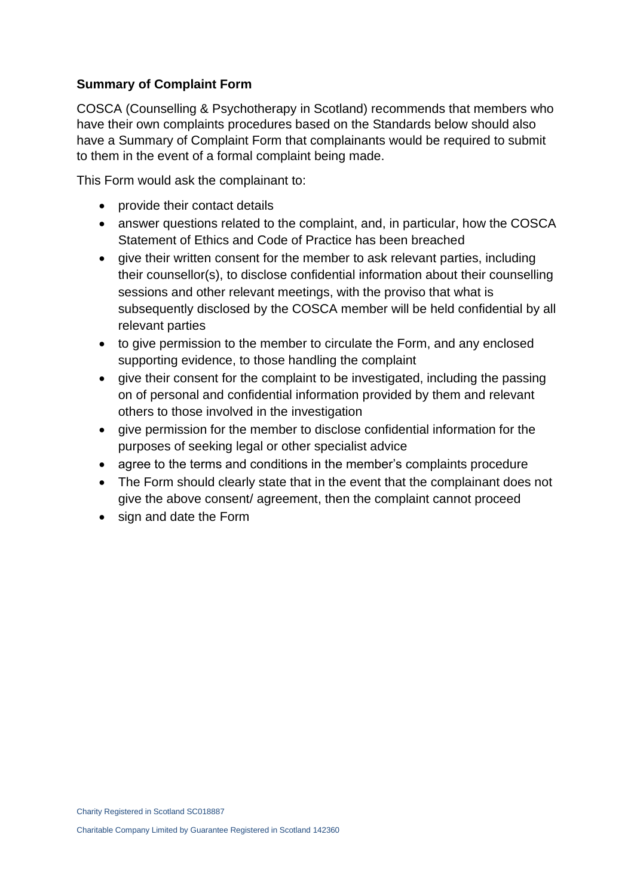**Summary of Complaint Form**

COSCA (Counselling & Psychotherapy in Scotland) recommends that members who have their own complaints procedures based on the Standards below should also have a Summary of Complaint Form that complainants would be required to submit to them in the event of a formal complaint being made.

This Form would ask the complainant to:

- provide their contact details
- answer questions related to the complaint, and, in particular, how the COSCA Statement of Ethics and Code of Practice has been breached
- give their written consent for the member to ask relevant parties, including their counsellor(s), to disclose confidential information about their counselling sessions and other relevant meetings, with the proviso that what is subsequently disclosed by the COSCA member will be held confidential by all relevant parties
- to give permission to the member to circulate the Form, and any enclosed supporting evidence, to those handling the complaint
- give their consent for the complaint to be investigated, including the passing on of personal and confidential information provided by them and relevant others to those involved in the investigation
- give permission for the member to disclose confidential information for the purposes of seeking legal or other specialist advice
- agree to the terms and conditions in the member's complaints procedure
- The Form should clearly state that in the event that the complainant does not give the above consent/ agreement, then the complaint cannot proceed
- sign and date the Form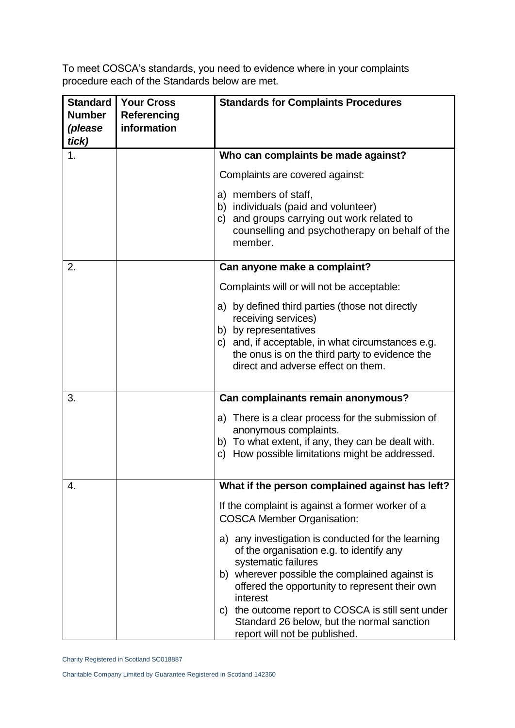To meet COSCA's standards, you need to evidence where in your complaints procedure each of the Standards below are met.

| Standard Number *(please tick)* | Your Cross Referencing information | Standards for Complaints Procedures |
|---|---|---|
| 1. | | **Who can complaints be made against?**<br><br>Complaints are covered against:<br><br>a) members of staff,<br>b) individuals (paid and volunteer)<br>c) and groups carrying out work related to counselling and psychotherapy on behalf of the member. |
| 2. | | **Can anyone make a complaint?**<br><br>Complaints will or will not be acceptable:<br><br>a) by defined third parties (those not directly receiving services)<br>b) by representatives<br>c) and, if acceptable, in what circumstances e.g. the onus is on the third party to evidence the direct and adverse effect on them. |
| 3. | | **Can complainants remain anonymous?**<br><br>a) There is a clear process for the submission of anonymous complaints.<br>b) To what extent, if any, they can be dealt with.<br>c) How possible limitations might be addressed. |
| 4. | | **What if the person complained against has left?**<br><br>If the complaint is against a former worker of a COSCA Member Organisation:<br><br>a) any investigation is conducted for the learning of the organisation e.g. to identify any systematic failures<br>b) wherever possible the complained against is offered the opportunity to represent their own interest<br>c) the outcome report to COSCA is still sent under Standard 26 below, but the normal sanction report will not be published. |

Charity Registered in Scotland SC018887

Charitable Company Limited by Guarantee Registered in Scotland 142360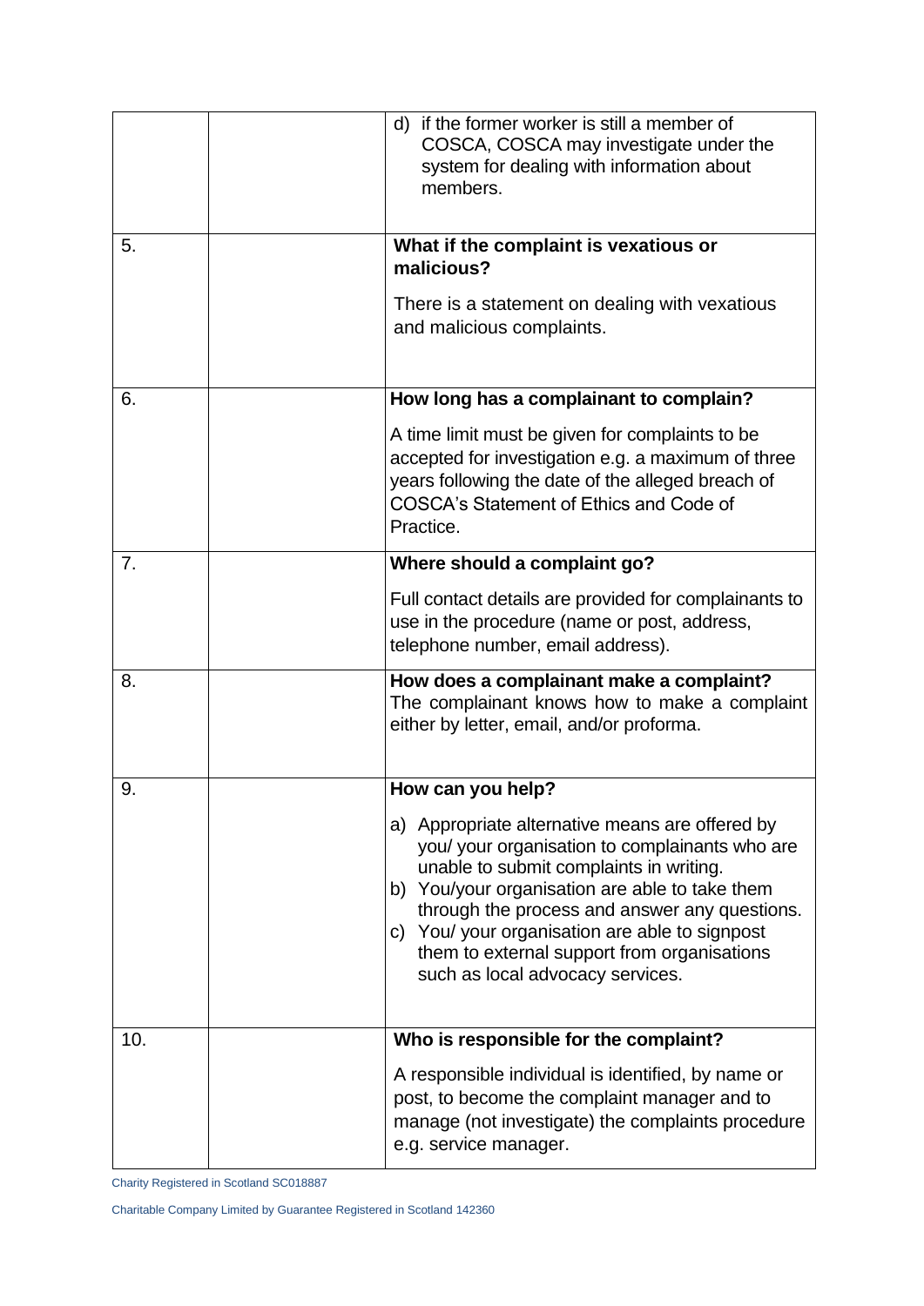| | | |
|---|---|---|
| | | d) if the former worker is still a member of COSCA, COSCA may investigate under the system for dealing with information about members. |
| 5. | | **What if the complaint is vexatious or malicious?**<br><br>There is a statement on dealing with vexatious and malicious complaints. |
| 6. | | **How long has a complainant to complain?**<br><br>A time limit must be given for complaints to be accepted for investigation e.g. a maximum of three years following the date of the alleged breach of COSCA's Statement of Ethics and Code of Practice. |
| 7. | | **Where should a complaint go?**<br><br>Full contact details are provided for complainants to use in the procedure (name or post, address, telephone number, email address). |
| 8. | | **How does a complainant make a complaint?**<br>The complainant knows how to make a complaint either by letter, email, and/or proforma. |
| 9. | | **How can you help?**<br><br>a) Appropriate alternative means are offered by you/ your organisation to complainants who are unable to submit complaints in writing.<br>b) You/your organisation are able to take them through the process and answer any questions.<br>c) You/ your organisation are able to signpost them to external support from organisations such as local advocacy services. |
| 10. | | **Who is responsible for the complaint?**<br><br>A responsible individual is identified, by name or post, to become the complaint manager and to manage (not investigate) the complaints procedure e.g. service manager. |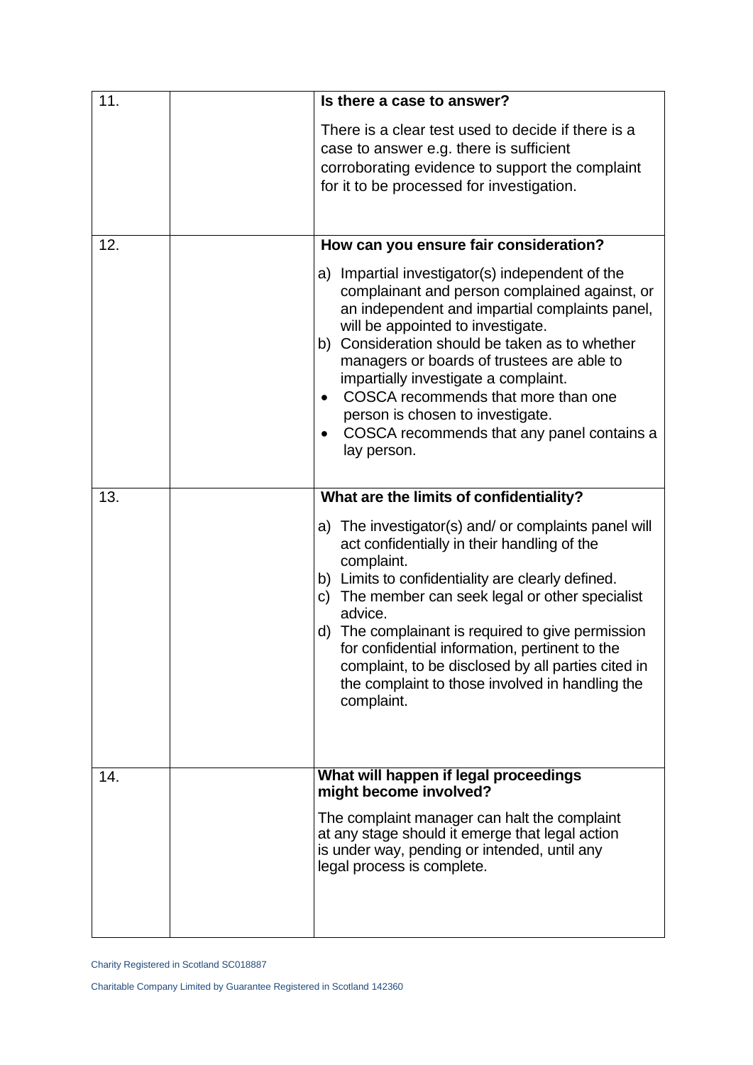| | | |
|---|---|---|
| 11. | | **Is there a case to answer?**<br><br>There is a clear test used to decide if there is a case to answer e.g. there is sufficient corroborating evidence to support the complaint for it to be processed for investigation. |
| 12. | | **How can you ensure fair consideration?**<br><br>a) Impartial investigator(s) independent of the complainant and person complained against, or an independent and impartial complaints panel, will be appointed to investigate.<br>b) Consideration should be taken as to whether managers or boards of trustees are able to impartially investigate a complaint.<br>• COSCA recommends that more than one person is chosen to investigate.<br>• COSCA recommends that any panel contains a lay person. |
| 13. | | **What are the limits of confidentiality?**<br><br>a) The investigator(s) and/ or complaints panel will act confidentially in their handling of the complaint.<br>b) Limits to confidentiality are clearly defined.<br>c) The member can seek legal or other specialist advice.<br>d) The complainant is required to give permission for confidential information, pertinent to the complaint, to be disclosed by all parties cited in the complaint to those involved in handling the complaint. |
| 14. | | **What will happen if legal proceedings might become involved?**<br><br>The complaint manager can halt the complaint at any stage should it emerge that legal action is under way, pending or intended, until any legal process is complete. |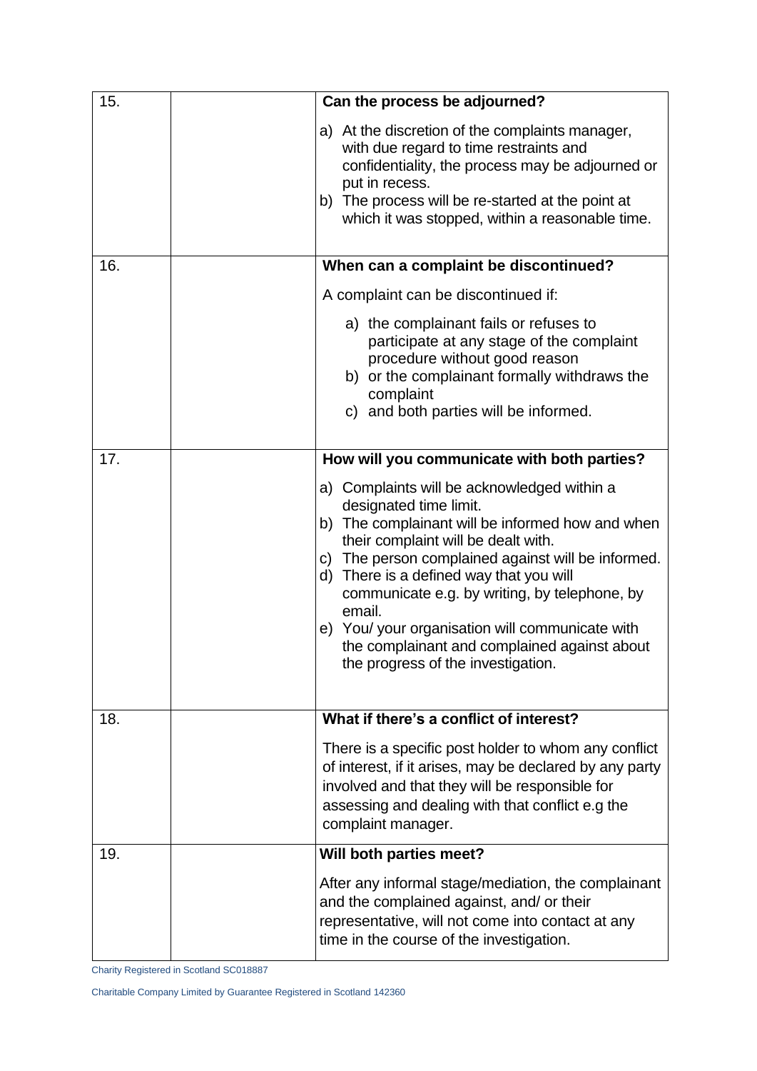| | | |
|---|---|---|
| 15. | | **Can the process be adjourned?**<br><br>a) At the discretion of the complaints manager, with due regard to time restraints and confidentiality, the process may be adjourned or put in recess.<br>b) The process will be re-started at the point at which it was stopped, within a reasonable time. |
| 16. | | **When can a complaint be discontinued?**<br><br>A complaint can be discontinued if:<br><br>a) the complainant fails or refuses to participate at any stage of the complaint procedure without good reason<br>b) or the complainant formally withdraws the complaint<br>c) and both parties will be informed. |
| 17. | | **How will you communicate with both parties?**<br><br>a) Complaints will be acknowledged within a designated time limit.<br>b) The complainant will be informed how and when their complaint will be dealt with.<br>c) The person complained against will be informed.<br>d) There is a defined way that you will communicate e.g. by writing, by telephone, by email.<br>e) You/ your organisation will communicate with the complainant and complained against about the progress of the investigation. |
| 18. | | **What if there's a conflict of interest?**<br><br>There is a specific post holder to whom any conflict of interest, if it arises, may be declared by any party involved and that they will be responsible for assessing and dealing with that conflict e.g the complaint manager. |
| 19. | | **Will both parties meet?**<br><br>After any informal stage/mediation, the complainant and the complained against, and/ or their representative, will not come into contact at any time in the course of the investigation. |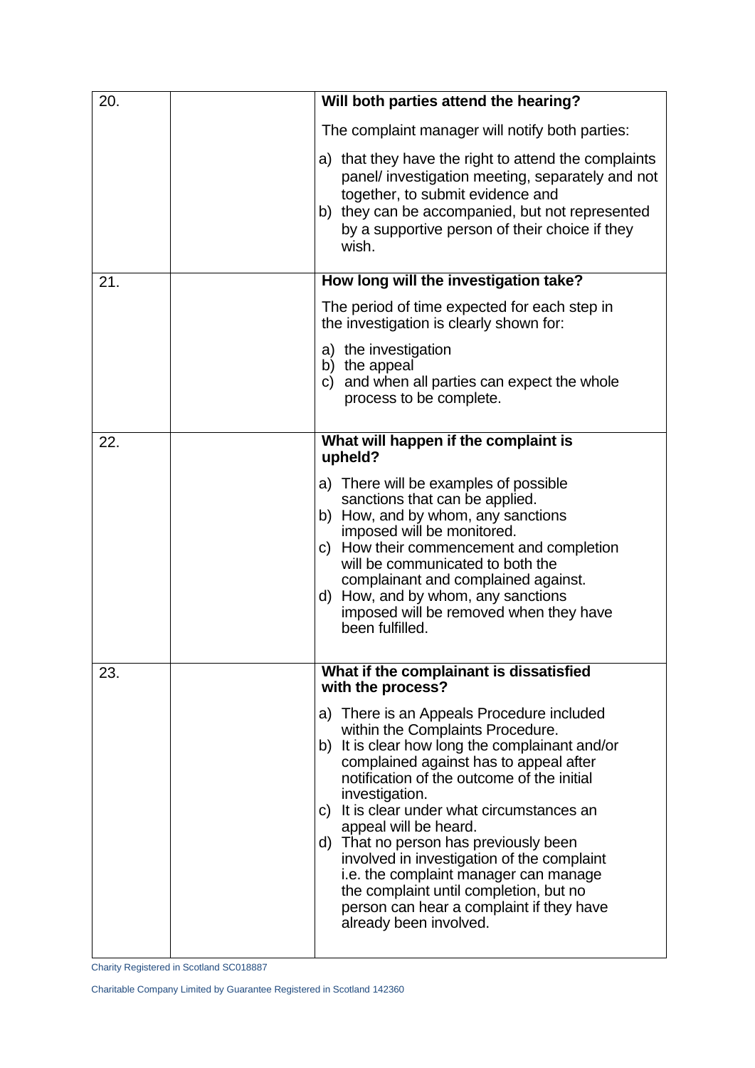| | | |
|---|---|---|
| 20. | | **Will both parties attend the hearing?**<br><br>The complaint manager will notify both parties:<br><br>a) that they have the right to attend the complaints panel/ investigation meeting, separately and not together, to submit evidence and<br>b) they can be accompanied, but not represented by a supportive person of their choice if they wish. |
| 21. | | **How long will the investigation take?**<br><br>The period of time expected for each step in the investigation is clearly shown for:<br><br>a) the investigation<br>b) the appeal<br>c) and when all parties can expect the whole process to be complete. |
| 22. | | **What will happen if the complaint is upheld?**<br><br>a) There will be examples of possible sanctions that can be applied.<br>b) How, and by whom, any sanctions imposed will be monitored.<br>c) How their commencement and completion will be communicated to both the complainant and complained against.<br>d) How, and by whom, any sanctions imposed will be removed when they have been fulfilled. |
| 23. | | **What if the complainant is dissatisfied with the process?**<br><br>a) There is an Appeals Procedure included within the Complaints Procedure.<br>b) It is clear how long the complainant and/or complained against has to appeal after notification of the outcome of the initial investigation.<br>c) It is clear under what circumstances an appeal will be heard.<br>d) That no person has previously been involved in investigation of the complaint i.e. the complaint manager can manage the complaint until completion, but no person can hear a complaint if they have already been involved. |

Charity Registered in Scotland SC018887

Charitable Company Limited by Guarantee Registered in Scotland 142360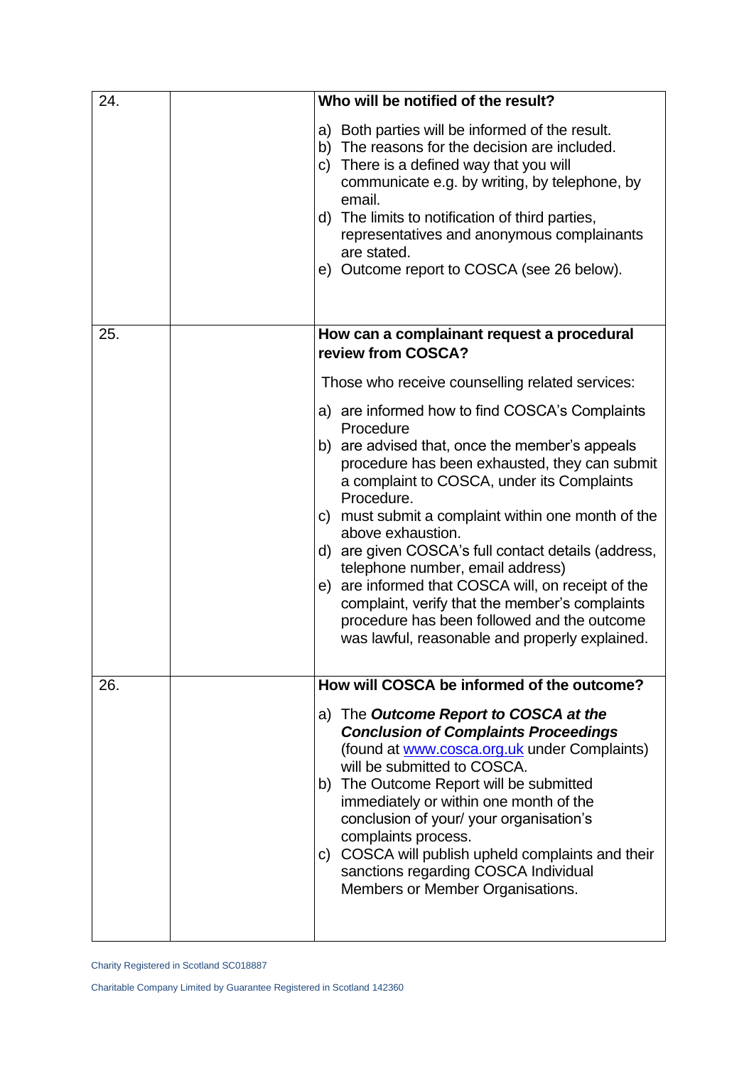| | | |
|---|---|---|
| 24. | | **Who will be notified of the result?**<br><br>a) Both parties will be informed of the result.<br>b) The reasons for the decision are included.<br>c) There is a defined way that you will communicate e.g. by writing, by telephone, by email.<br>d) The limits to notification of third parties, representatives and anonymous complainants are stated.<br>e) Outcome report to COSCA (see 26 below). |
| 25. | | **How can a complainant request a procedural review from COSCA?**<br><br>Those who receive counselling related services:<br><br>a) are informed how to find COSCA's Complaints Procedure<br>b) are advised that, once the member's appeals procedure has been exhausted, they can submit a complaint to COSCA, under its Complaints Procedure.<br>c) must submit a complaint within one month of the above exhaustion.<br>d) are given COSCA's full contact details (address, telephone number, email address)<br>e) are informed that COSCA will, on receipt of the complaint, verify that the member's complaints procedure has been followed and the outcome was lawful, reasonable and properly explained. |
| 26. | | **How will COSCA be informed of the outcome?**<br><br>a) The ***Outcome Report to COSCA at the Conclusion of Complaints Proceedings*** (found at [www.cosca.org.uk](http://www.cosca.org.uk) under Complaints) will be submitted to COSCA.<br>b) The Outcome Report will be submitted immediately or within one month of the conclusion of your/ your organisation's complaints process.<br>c) COSCA will publish upheld complaints and their sanctions regarding COSCA Individual Members or Member Organisations. |

Charity Registered in Scotland SC018887

Charitable Company Limited by Guarantee Registered in Scotland 142360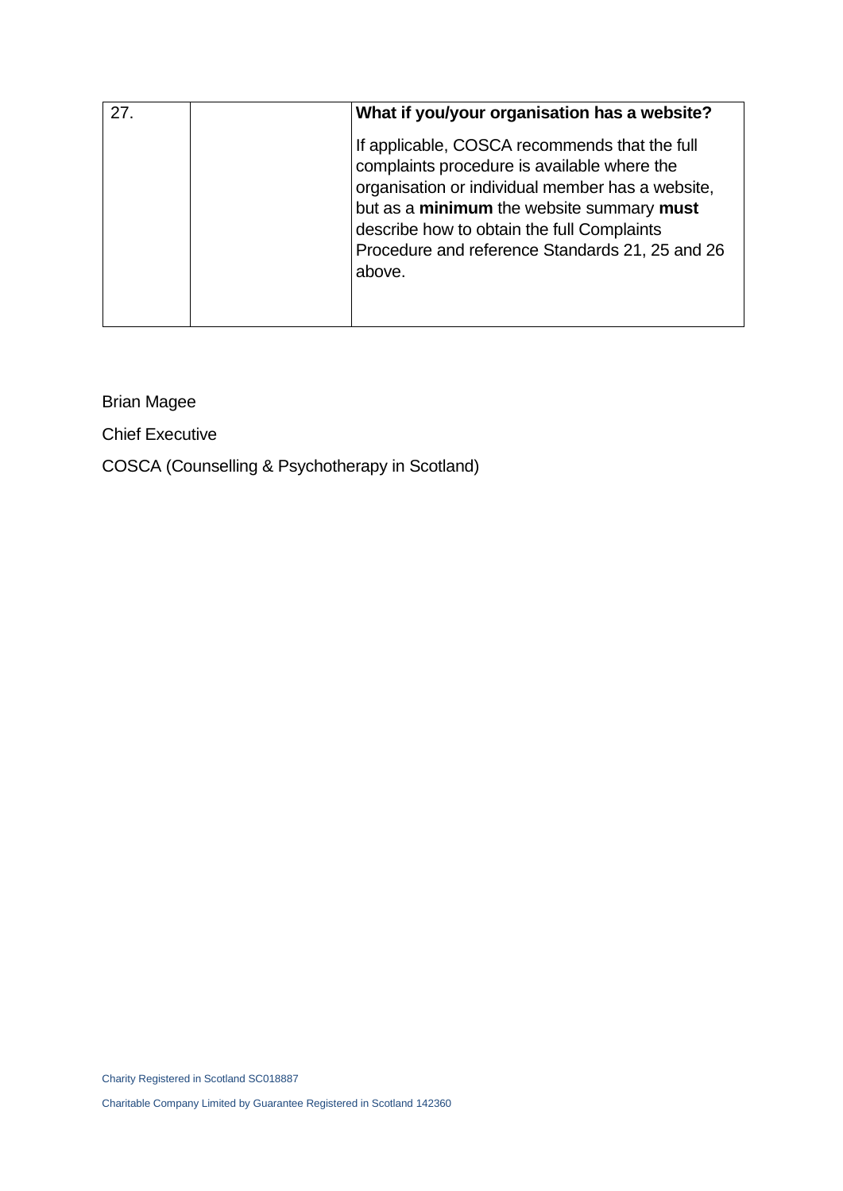| | | |
|---|---|---|
| 27. | | **What if you/your organisation has a website?**<br><br>If applicable, COSCA recommends that the full complaints procedure is available where the organisation or individual member has a website, but as a **minimum** the website summary **must** describe how to obtain the full Complaints Procedure and reference Standards 21, 25 and 26 above. |

Brian Magee

Chief Executive

COSCA (Counselling & Psychotherapy in Scotland)

Charity Registered in Scotland SC018887

Charitable Company Limited by Guarantee Registered in Scotland 142360